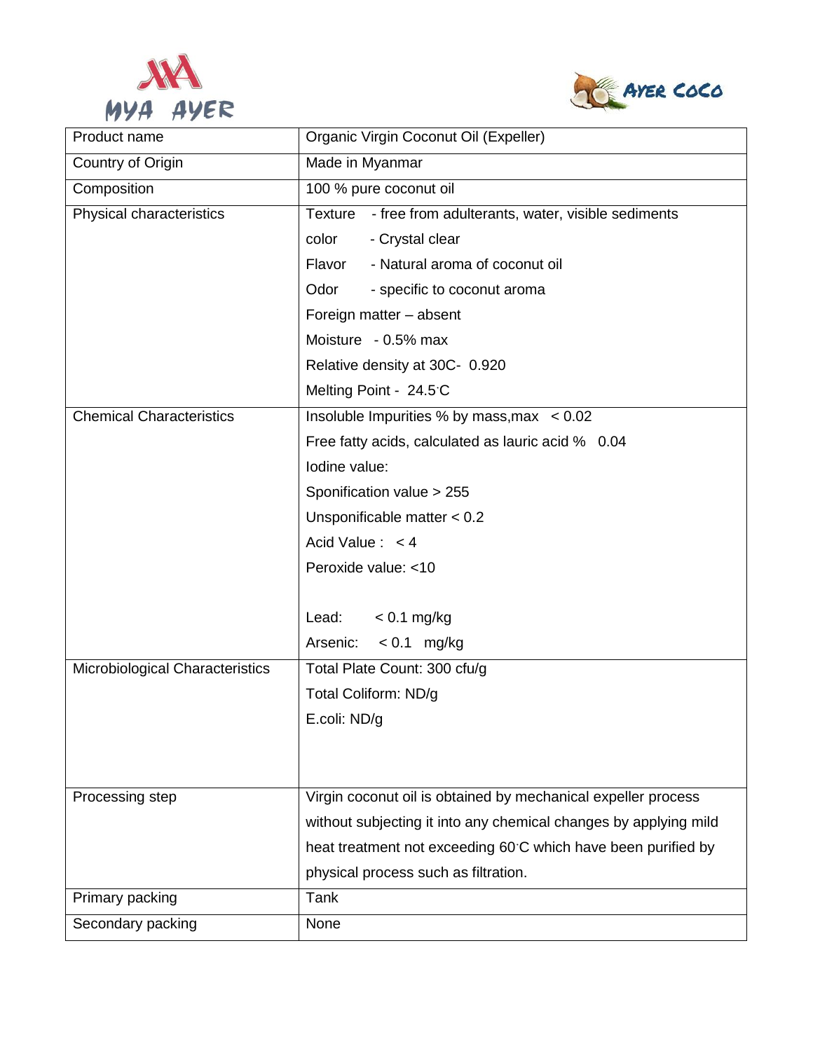MYA AYER

AYER COCO

| | |
|---|---|
| Product name | Organic Virgin Coconut Oil (Expeller) |
| Country of Origin | Made in Myanmar |
| Composition | 100 % pure coconut oil |
| Physical characteristics | Texture - free from adulterants, water, visible sediments<br>color - Crystal clear<br>Flavor - Natural aroma of coconut oil<br>Odor - specific to coconut aroma<br>Foreign matter – absent<br>Moisture - 0.5% max<br>Relative density at 30C- 0.920<br>Melting Point - 24.5°C |
| Chemical Characteristics | Insoluble Impurities % by mass,max < 0.02<br>Free fatty acids, calculated as lauric acid % 0.04<br>Iodine value:<br>Sponification value > 255<br>Unsponificable matter < 0.2<br>Acid Value : < 4<br>Peroxide value: <10<br><br>Lead: < 0.1 mg/kg<br>Arsenic: < 0.1 mg/kg |
| Microbiological Characteristics | Total Plate Count: 300 cfu/g<br>Total Coliform: ND/g<br>E.coli: ND/g |
| Processing step | Virgin coconut oil is obtained by mechanical expeller process without subjecting it into any chemical changes by applying mild heat treatment not exceeding 60°C which have been purified by physical process such as filtration. |
| Primary packing | Tank |
| Secondary packing | None |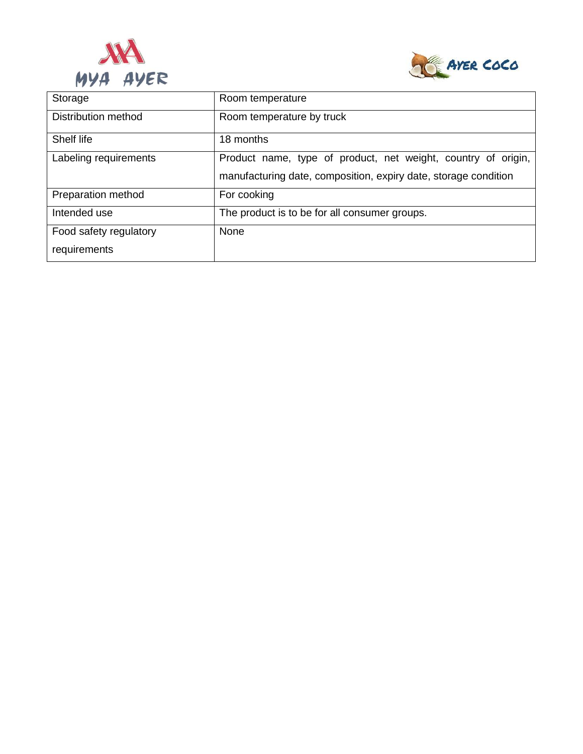| | |
|---|---|
| Storage | Room temperature |
| Distribution method | Room temperature by truck |
| Shelf life | 18 months |
| Labeling requirements | Product name, type of product, net weight, country of origin, manufacturing date, composition, expiry date, storage condition |
| Preparation method | For cooking |
| Intended use | The product is to be for all consumer groups. |
| Food safety regulatory requirements | None |